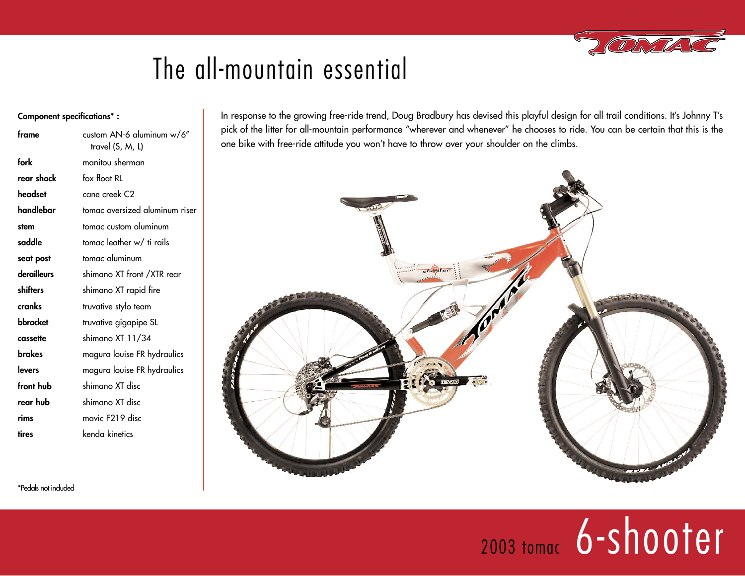# The all-mountain essential

**Component specifications* :**

| | |
|---|---|
| **frame** | custom AN-6 aluminum w/6" travel (S, M, L) |
| **fork** | manitou sherman |
| **rear shock** | fox float RL |
| **headset** | cane creek C2 |
| **handlebar** | tomac oversized aluminum riser |
| **stem** | tomac custom aluminum |
| **saddle** | tomac leather w/ ti rails |
| **seat post** | tomac aluminum |
| **derailleurs** | shimano XT front /XTR rear |
| **shifters** | shimano XT rapid fire |
| **cranks** | truvative stylo team |
| **bbracket** | truvative gigapipe SL |
| **cassette** | shimano XT 11/34 |
| **brakes** | magura louise FR hydraulics |
| **levers** | magura louise FR hydraulics |
| **front hub** | shimano XT disc |
| **rear hub** | shimano XT disc |
| **rims** | mavic F219 disc |
| **tires** | kenda kinetics |

*Pedals not included

In response to the growing free-ride trend, Doug Bradbury has devised this playful design for all trail conditions. It's Johnny T's pick of the litter for all-mountain performance "wherever and whenever" he chooses to ride. You can be certain that this is the one bike with free-ride attitude you won't have to throw over your shoulder on the climbs.

## 2003 tomac 6-shooter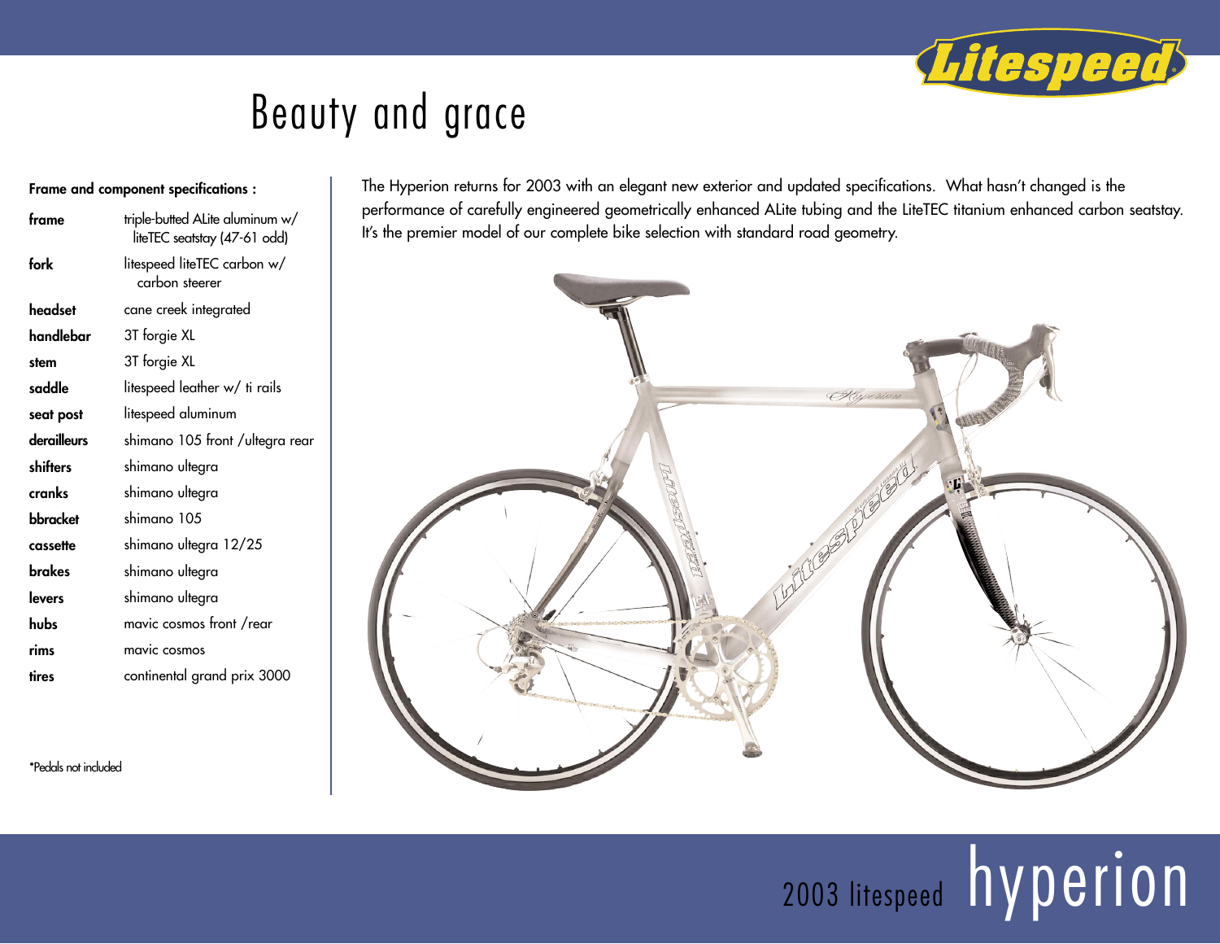# Beauty and grace

**Frame and component specifications :**

| | |
|---|---|
| **frame** | triple-butted ALite aluminum w/ liteTEC seatstay (47-61 odd) |
| **fork** | litespeed liteTEC carbon w/ carbon steerer |
| **headset** | cane creek integrated |
| **handlebar** | 3T forgie XL |
| **stem** | 3T forgie XL |
| **saddle** | litespeed leather w/ ti rails |
| **seat post** | litespeed aluminum |
| **derailleurs** | shimano 105 front /ultegra rear |
| **shifters** | shimano ultegra |
| **cranks** | shimano ultegra |
| **bbracket** | shimano 105 |
| **cassette** | shimano ultegra 12/25 |
| **brakes** | shimano ultegra |
| **levers** | shimano ultegra |
| **hubs** | mavic cosmos front /rear |
| **rims** | mavic cosmos |
| **tires** | continental grand prix 3000 |

*Pedals not included

The Hyperion returns for 2003 with an elegant new exterior and updated specifications. What hasn't changed is the performance of carefully engineered geometrically enhanced ALite tubing and the LiteTEC titanium enhanced carbon seatstay. It's the premier model of our complete bike selection with standard road geometry.

2003 litespeed hyperion